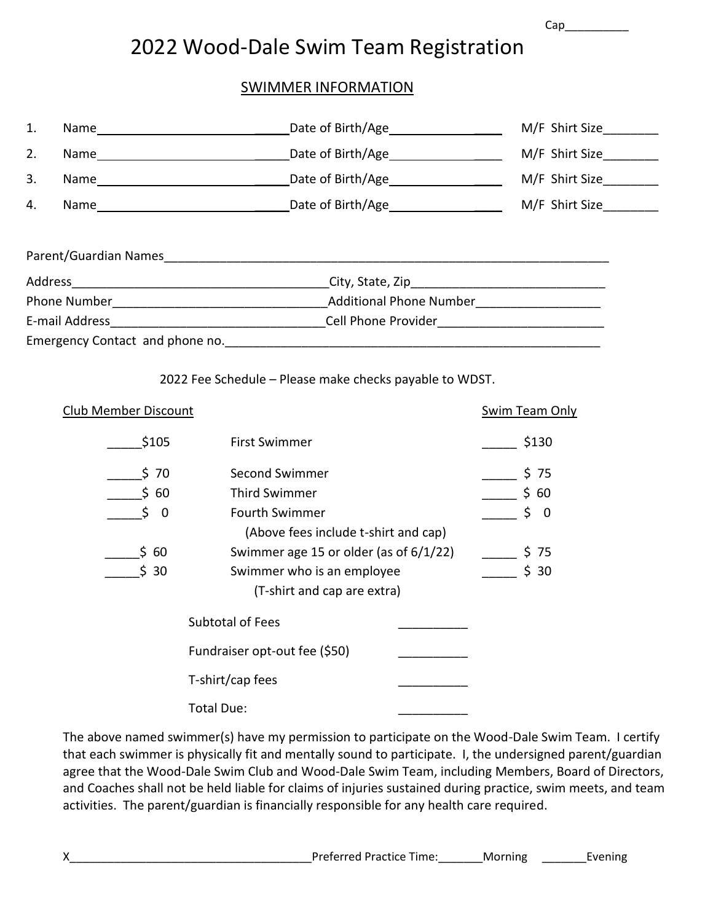Cap__________

# 2022 Wood-Dale Swim Team Registration

## SWIMMER INFORMATION

1. Name______________________________Date of Birth/Age_________________ M/F Shirt Size________
2. Name______________________________Date of Birth/Age_________________ M/F Shirt Size________
3. Name______________________________Date of Birth/Age_________________ M/F Shirt Size________
4. Name______________________________Date of Birth/Age_________________ M/F Shirt Size________

Parent/Guardian Names_________________________________________________________________

Address______________________________________City, State, Zip____________________________

Phone Number______________________________Additional Phone Number__________________

E-mail Address______________________________Cell Phone Provider________________________

Emergency Contact and phone no.______________________________________________________

2022 Fee Schedule – Please make checks payable to WDST.

| Club Member Discount | | Swim Team Only |
|---|---|---|
| _____$105 | First Swimmer | _____ $130 |
| _____$ 70 | Second Swimmer | _____ $ 75 |
| _____$ 60 | Third Swimmer | _____ $ 60 |
| _____$ 0 | Fourth Swimmer | _____ $ 0 |
| | (Above fees include t-shirt and cap) | |
| _____$ 60 | Swimmer age 15 or older (as of 6/1/22) | _____ $ 75 |
| _____$ 30 | Swimmer who is an employee | _____ $ 30 |
| | (T-shirt and cap are extra) | |

| | |
|---|---|
| Subtotal of Fees | __________ |
| Fundraiser opt-out fee ($50) | __________ |
| T-shirt/cap fees | __________ |
| Total Due: | __________ |

The above named swimmer(s) have my permission to participate on the Wood-Dale Swim Team. I certify that each swimmer is physically fit and mentally sound to participate. I, the undersigned parent/guardian agree that the Wood-Dale Swim Club and Wood-Dale Swim Team, including Members, Board of Directors, and Coaches shall not be held liable for claims of injuries sustained during practice, swim meets, and team activities. The parent/guardian is financially responsible for any health care required.

X_____________________________________Preferred Practice Time:_______Morning _______Evening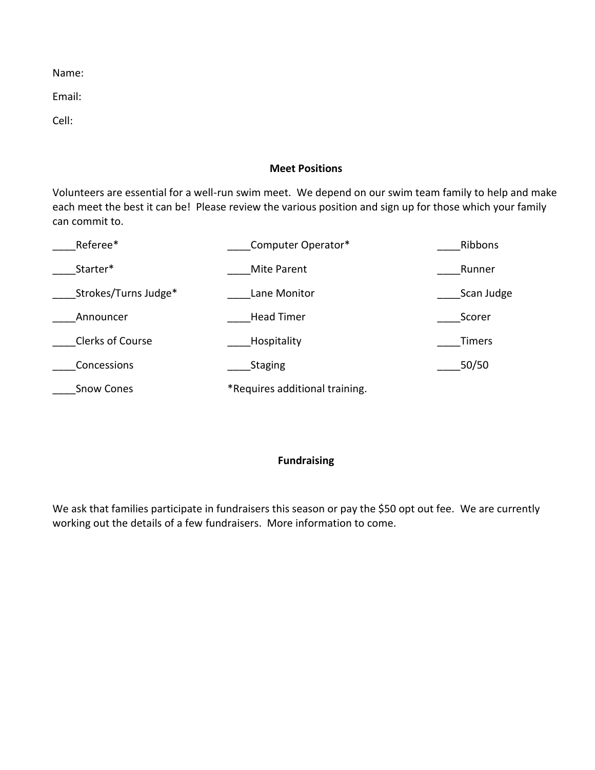Name:

Email:

Cell:

**Meet Positions**

Volunteers are essential for a well-run swim meet. We depend on our swim team family to help and make each meet the best it can be! Please review the various position and sign up for those which your family can commit to.

| | | |
|---|---|---|
| ____Referee* | ____Computer Operator* | ____Ribbons |
| ____Starter* | ____Mite Parent | ____Runner |
| ____Strokes/Turns Judge* | ____Lane Monitor | ____Scan Judge |
| ____Announcer | ____Head Timer | ____Scorer |
| ____Clerks of Course | ____Hospitality | ____Timers |
| ____Concessions | ____Staging | ____50/50 |
| ____Snow Cones | *Requires additional training. | |

**Fundraising**

We ask that families participate in fundraisers this season or pay the $50 opt out fee. We are currently working out the details of a few fundraisers. More information to come.